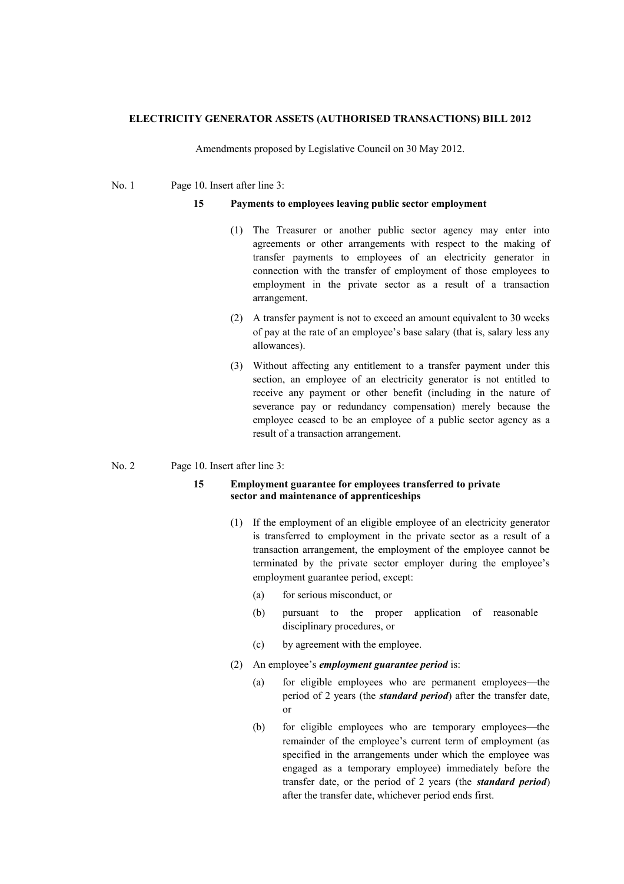**ELECTRICITY GENERATOR ASSETS (AUTHORISED TRANSACTIONS) BILL 2012**

Amendments proposed by Legislative Council on 30 May 2012.

No. 1 Page 10. Insert after line 3:

**15 Payments to employees leaving public sector employment**

(1) The Treasurer or another public sector agency may enter into agreements or other arrangements with respect to the making of transfer payments to employees of an electricity generator in connection with the transfer of employment of those employees to employment in the private sector as a result of a transaction arrangement.

(2) A transfer payment is not to exceed an amount equivalent to 30 weeks of pay at the rate of an employee's base salary (that is, salary less any allowances).

(3) Without affecting any entitlement to a transfer payment under this section, an employee of an electricity generator is not entitled to receive any payment or other benefit (including in the nature of severance pay or redundancy compensation) merely because the employee ceased to be an employee of a public sector agency as a result of a transaction arrangement.

No. 2 Page 10. Insert after line 3:

**15 Employment guarantee for employees transferred to private sector and maintenance of apprenticeships**

(1) If the employment of an eligible employee of an electricity generator is transferred to employment in the private sector as a result of a transaction arrangement, the employment of the employee cannot be terminated by the private sector employer during the employee's employment guarantee period, except:

(a) for serious misconduct, or

(b) pursuant to the proper application of reasonable disciplinary procedures, or

(c) by agreement with the employee.

(2) An employee's ***employment guarantee period*** is:

(a) for eligible employees who are permanent employees—the period of 2 years (the ***standard period***) after the transfer date, or

(b) for eligible employees who are temporary employees—the remainder of the employee's current term of employment (as specified in the arrangements under which the employee was engaged as a temporary employee) immediately before the transfer date, or the period of 2 years (the ***standard period***) after the transfer date, whichever period ends first.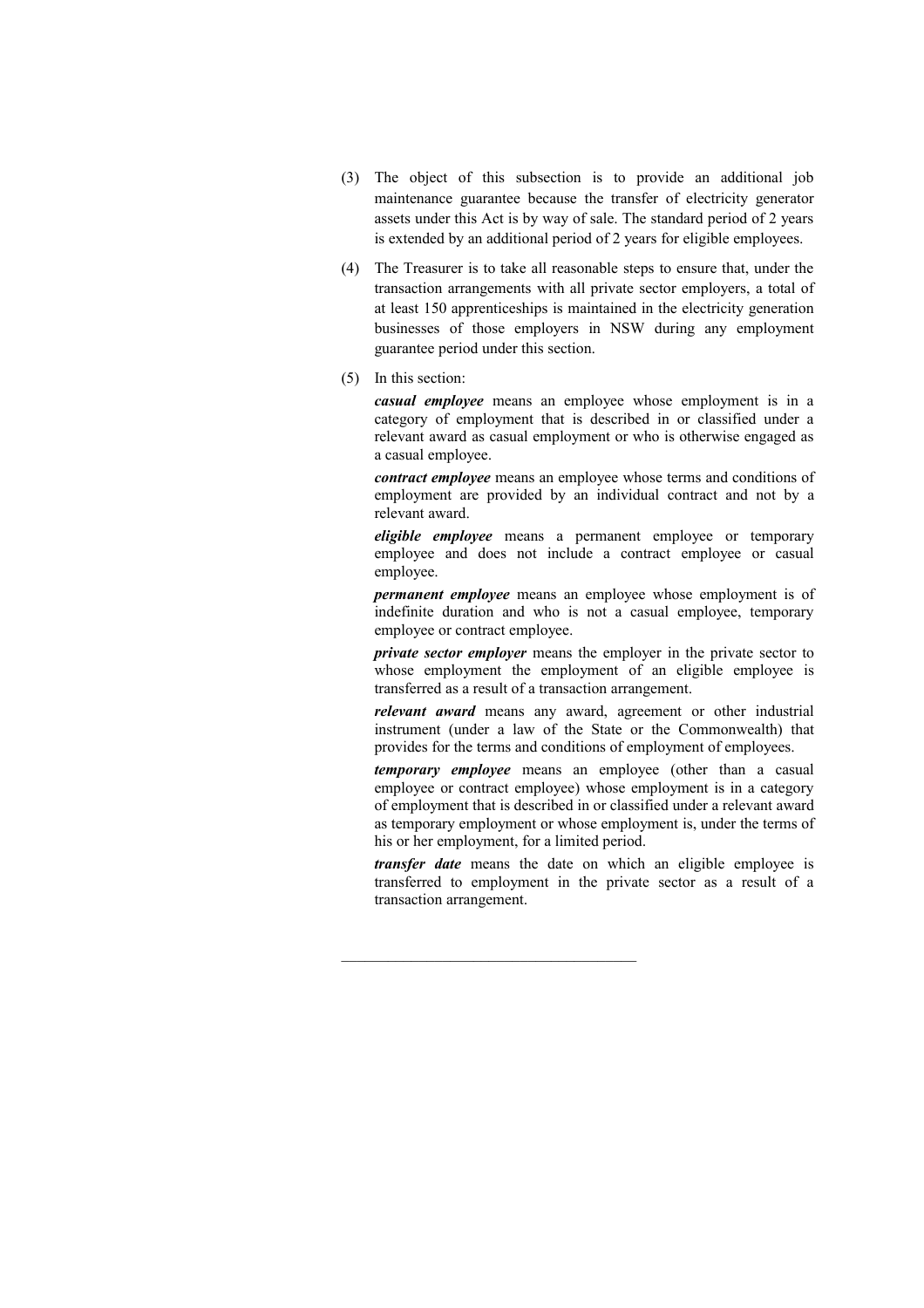(3) The object of this subsection is to provide an additional job maintenance guarantee because the transfer of electricity generator assets under this Act is by way of sale. The standard period of 2 years is extended by an additional period of 2 years for eligible employees.

(4) The Treasurer is to take all reasonable steps to ensure that, under the transaction arrangements with all private sector employers, a total of at least 150 apprenticeships is maintained in the electricity generation businesses of those employers in NSW during any employment guarantee period under this section.

(5) In this section:

***casual employee*** means an employee whose employment is in a category of employment that is described in or classified under a relevant award as casual employment or who is otherwise engaged as a casual employee.

***contract employee*** means an employee whose terms and conditions of employment are provided by an individual contract and not by a relevant award.

***eligible employee*** means a permanent employee or temporary employee and does not include a contract employee or casual employee.

***permanent employee*** means an employee whose employment is of indefinite duration and who is not a casual employee, temporary employee or contract employee.

***private sector employer*** means the employer in the private sector to whose employment the employment of an eligible employee is transferred as a result of a transaction arrangement.

***relevant award*** means any award, agreement or other industrial instrument (under a law of the State or the Commonwealth) that provides for the terms and conditions of employment of employees.

***temporary employee*** means an employee (other than a casual employee or contract employee) whose employment is in a category of employment that is described in or classified under a relevant award as temporary employment or whose employment is, under the terms of his or her employment, for a limited period.

***transfer date*** means the date on which an eligible employee is transferred to employment in the private sector as a result of a transaction arrangement.